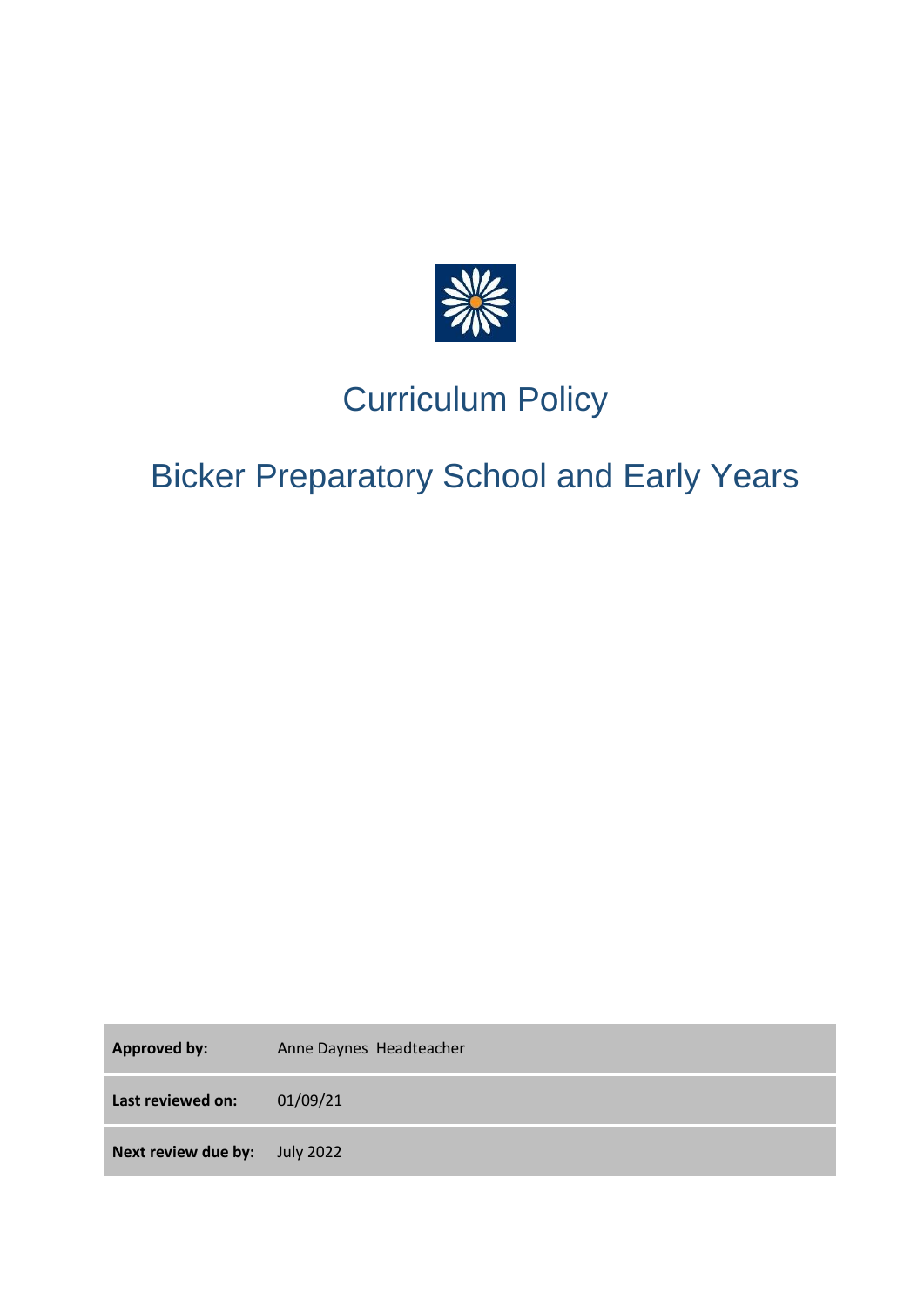# Curriculum Policy

## Bicker Preparatory School and Early Years

| **Approved by:** | Anne Daynes Headteacher |
|---|---|
| **Last reviewed on:** | 01/09/21 |
| **Next review due by:** | July 2022 |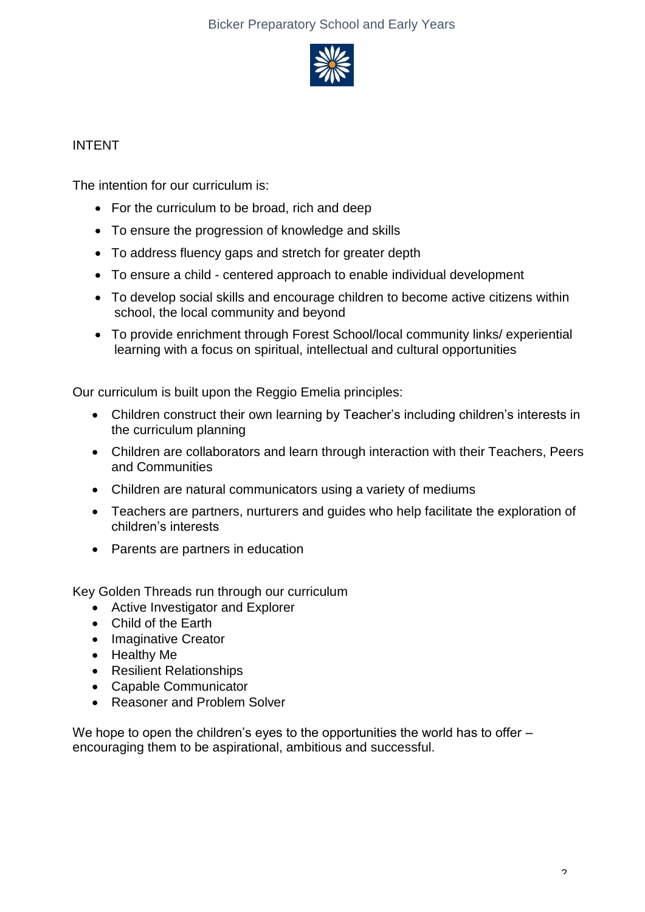## INTENT

The intention for our curriculum is:

- For the curriculum to be broad, rich and deep
- To ensure the progression of knowledge and skills
- To address fluency gaps and stretch for greater depth
- To ensure a child - centered approach to enable individual development
- To develop social skills and encourage children to become active citizens within school, the local community and beyond
- To provide enrichment through Forest School/local community links/ experiential learning with a focus on spiritual, intellectual and cultural opportunities

Our curriculum is built upon the Reggio Emelia principles:

- Children construct their own learning by Teacher's including children's interests in the curriculum planning
- Children are collaborators and learn through interaction with their Teachers, Peers and Communities
- Children are natural communicators using a variety of mediums
- Teachers are partners, nurturers and guides who help facilitate the exploration of children's interests
- Parents are partners in education

Key Golden Threads run through our curriculum

- Active Investigator and Explorer
- Child of the Earth
- Imaginative Creator
- Healthy Me
- Resilient Relationships
- Capable Communicator
- Reasoner and Problem Solver

We hope to open the children's eyes to the opportunities the world has to offer – encouraging them to be aspirational, ambitious and successful.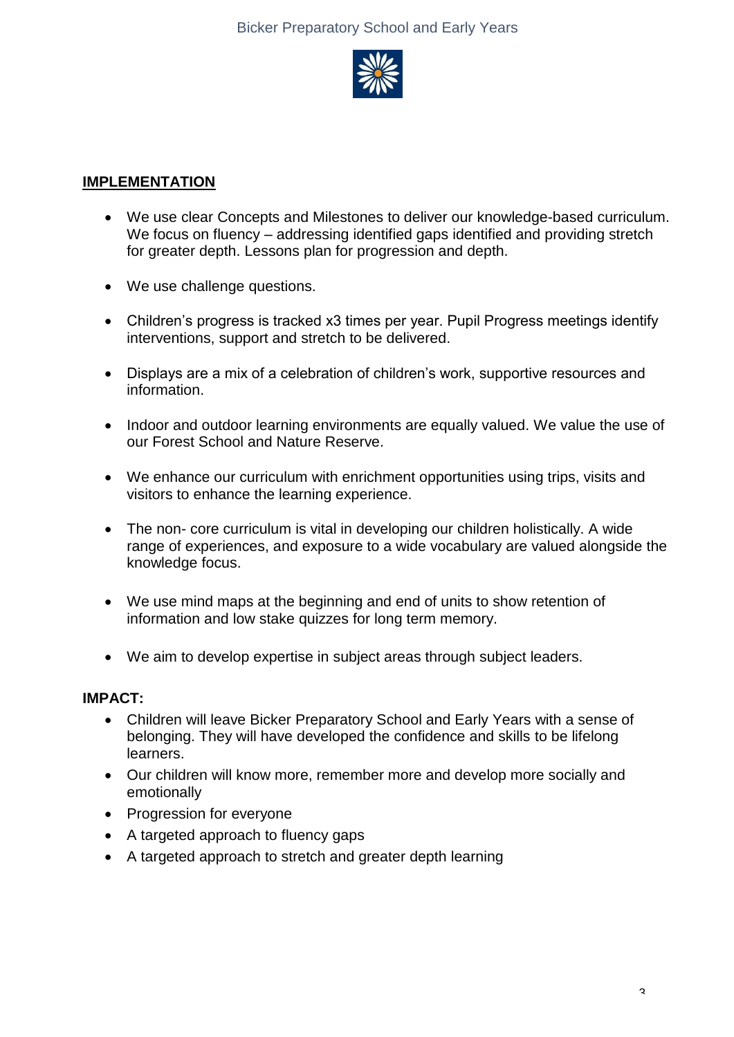## IMPLEMENTATION

- We use clear Concepts and Milestones to deliver our knowledge-based curriculum. We focus on fluency – addressing identified gaps identified and providing stretch for greater depth. Lessons plan for progression and depth.
- We use challenge questions.
- Children's progress is tracked x3 times per year. Pupil Progress meetings identify interventions, support and stretch to be delivered.
- Displays are a mix of a celebration of children's work, supportive resources and information.
- Indoor and outdoor learning environments are equally valued. We value the use of our Forest School and Nature Reserve.
- We enhance our curriculum with enrichment opportunities using trips, visits and visitors to enhance the learning experience.
- The non- core curriculum is vital in developing our children holistically. A wide range of experiences, and exposure to a wide vocabulary are valued alongside the knowledge focus.
- We use mind maps at the beginning and end of units to show retention of information and low stake quizzes for long term memory.
- We aim to develop expertise in subject areas through subject leaders.

## IMPACT:

- Children will leave Bicker Preparatory School and Early Years with a sense of belonging. They will have developed the confidence and skills to be lifelong learners.
- Our children will know more, remember more and develop more socially and emotionally
- Progression for everyone
- A targeted approach to fluency gaps
- A targeted approach to stretch and greater depth learning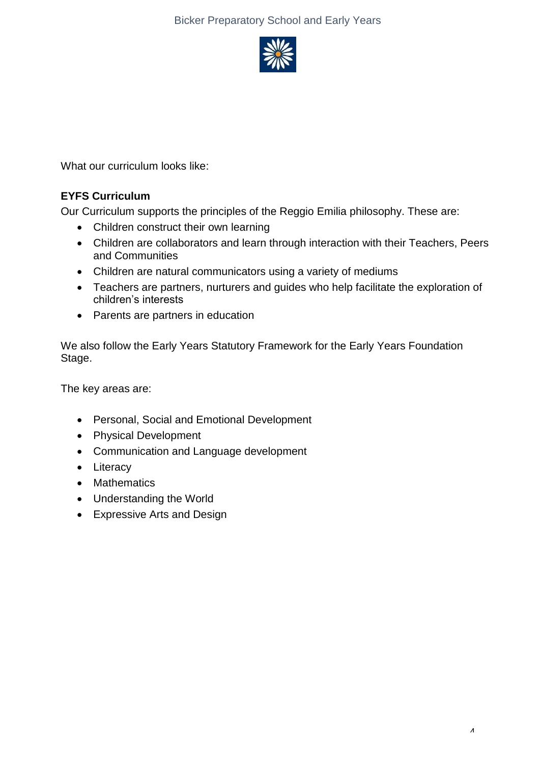What our curriculum looks like:

**EYFS Curriculum**

Our Curriculum supports the principles of the Reggio Emilia philosophy. These are:

- Children construct their own learning
- Children are collaborators and learn through interaction with their Teachers, Peers and Communities
- Children are natural communicators using a variety of mediums
- Teachers are partners, nurturers and guides who help facilitate the exploration of children's interests
- Parents are partners in education

We also follow the Early Years Statutory Framework for the Early Years Foundation Stage.

The key areas are:

- Personal, Social and Emotional Development
- Physical Development
- Communication and Language development
- Literacy
- Mathematics
- Understanding the World
- Expressive Arts and Design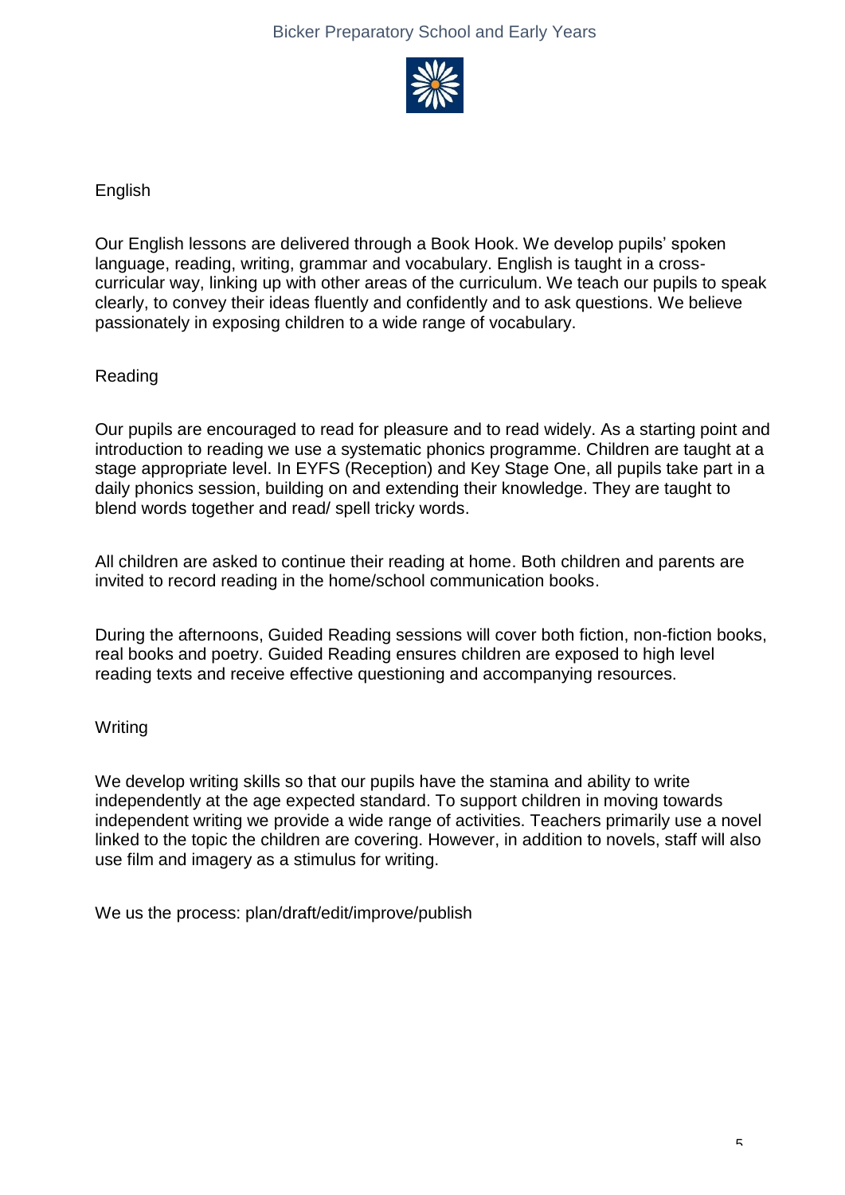## English

Our English lessons are delivered through a Book Hook. We develop pupils' spoken language, reading, writing, grammar and vocabulary. English is taught in a cross-curricular way, linking up with other areas of the curriculum. We teach our pupils to speak clearly, to convey their ideas fluently and confidently and to ask questions. We believe passionately in exposing children to a wide range of vocabulary.

## Reading

Our pupils are encouraged to read for pleasure and to read widely. As a starting point and introduction to reading we use a systematic phonics programme. Children are taught at a stage appropriate level. In EYFS (Reception) and Key Stage One, all pupils take part in a daily phonics session, building on and extending their knowledge. They are taught to blend words together and read/ spell tricky words.

All children are asked to continue their reading at home. Both children and parents are invited to record reading in the home/school communication books.

During the afternoons, Guided Reading sessions will cover both fiction, non-fiction books, real books and poetry. Guided Reading ensures children are exposed to high level reading texts and receive effective questioning and accompanying resources.

## Writing

We develop writing skills so that our pupils have the stamina and ability to write independently at the age expected standard. To support children in moving towards independent writing we provide a wide range of activities. Teachers primarily use a novel linked to the topic the children are covering. However, in addition to novels, staff will also use film and imagery as a stimulus for writing.

We us the process: plan/draft/edit/improve/publish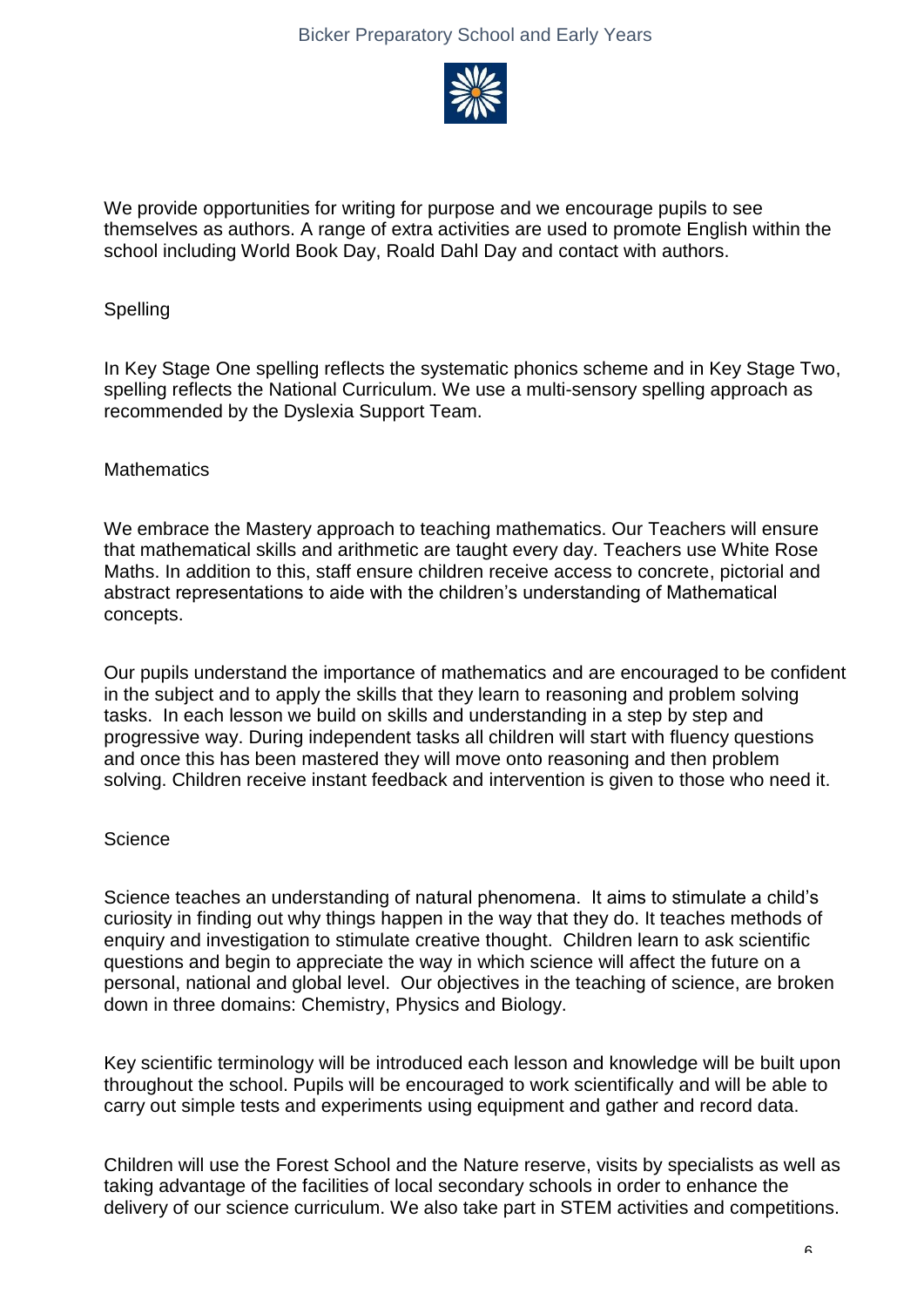We provide opportunities for writing for purpose and we encourage pupils to see themselves as authors. A range of extra activities are used to promote English within the school including World Book Day, Roald Dahl Day and contact with authors.

## Spelling

In Key Stage One spelling reflects the systematic phonics scheme and in Key Stage Two, spelling reflects the National Curriculum. We use a multi-sensory spelling approach as recommended by the Dyslexia Support Team.

## Mathematics

We embrace the Mastery approach to teaching mathematics. Our Teachers will ensure that mathematical skills and arithmetic are taught every day. Teachers use White Rose Maths. In addition to this, staff ensure children receive access to concrete, pictorial and abstract representations to aide with the children's understanding of Mathematical concepts.

Our pupils understand the importance of mathematics and are encouraged to be confident in the subject and to apply the skills that they learn to reasoning and problem solving tasks. In each lesson we build on skills and understanding in a step by step and progressive way. During independent tasks all children will start with fluency questions and once this has been mastered they will move onto reasoning and then problem solving. Children receive instant feedback and intervention is given to those who need it.

## Science

Science teaches an understanding of natural phenomena. It aims to stimulate a child's curiosity in finding out why things happen in the way that they do. It teaches methods of enquiry and investigation to stimulate creative thought. Children learn to ask scientific questions and begin to appreciate the way in which science will affect the future on a personal, national and global level. Our objectives in the teaching of science, are broken down in three domains: Chemistry, Physics and Biology.

Key scientific terminology will be introduced each lesson and knowledge will be built upon throughout the school. Pupils will be encouraged to work scientifically and will be able to carry out simple tests and experiments using equipment and gather and record data.

Children will use the Forest School and the Nature reserve, visits by specialists as well as taking advantage of the facilities of local secondary schools in order to enhance the delivery of our science curriculum. We also take part in STEM activities and competitions.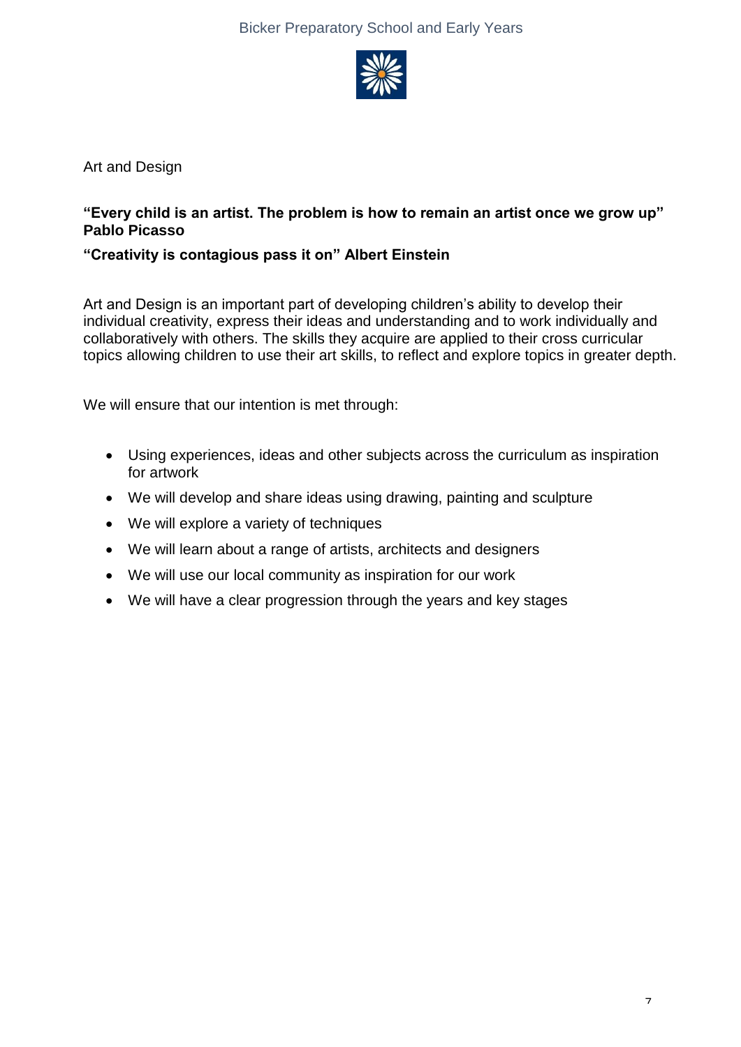Art and Design

**"Every child is an artist. The problem is how to remain an artist once we grow up" Pablo Picasso**

**"Creativity is contagious pass it on" Albert Einstein**

Art and Design is an important part of developing children's ability to develop their individual creativity, express their ideas and understanding and to work individually and collaboratively with others. The skills they acquire are applied to their cross curricular topics allowing children to use their art skills, to reflect and explore topics in greater depth.

We will ensure that our intention is met through:

- Using experiences, ideas and other subjects across the curriculum as inspiration for artwork
- We will develop and share ideas using drawing, painting and sculpture
- We will explore a variety of techniques
- We will learn about a range of artists, architects and designers
- We will use our local community as inspiration for our work
- We will have a clear progression through the years and key stages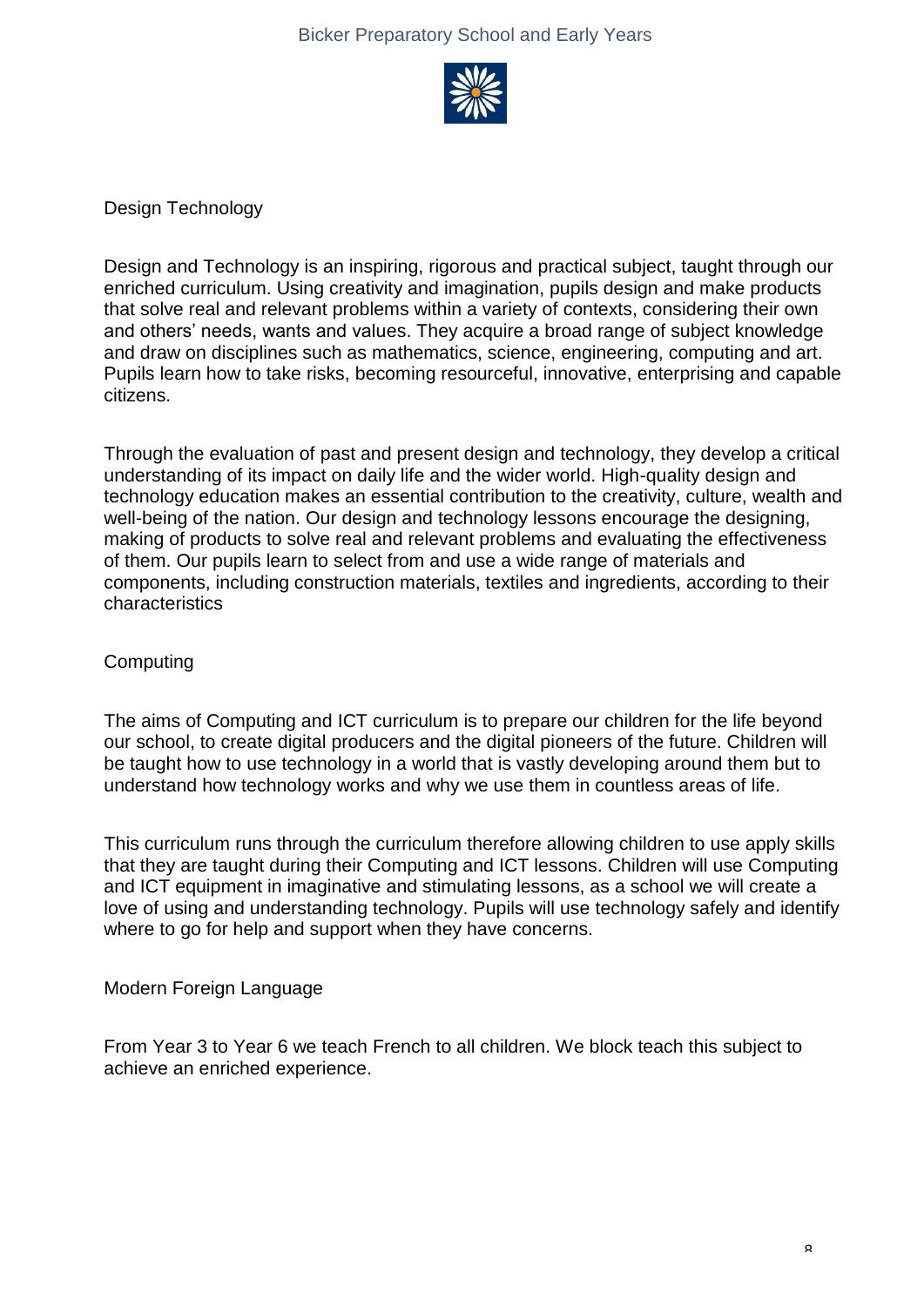## Design Technology

Design and Technology is an inspiring, rigorous and practical subject, taught through our enriched curriculum. Using creativity and imagination, pupils design and make products that solve real and relevant problems within a variety of contexts, considering their own and others' needs, wants and values. They acquire a broad range of subject knowledge and draw on disciplines such as mathematics, science, engineering, computing and art. Pupils learn how to take risks, becoming resourceful, innovative, enterprising and capable citizens.

Through the evaluation of past and present design and technology, they develop a critical understanding of its impact on daily life and the wider world. High-quality design and technology education makes an essential contribution to the creativity, culture, wealth and well-being of the nation. Our design and technology lessons encourage the designing, making of products to solve real and relevant problems and evaluating the effectiveness of them. Our pupils learn to select from and use a wide range of materials and components, including construction materials, textiles and ingredients, according to their characteristics

## Computing

The aims of Computing and ICT curriculum is to prepare our children for the life beyond our school, to create digital producers and the digital pioneers of the future. Children will be taught how to use technology in a world that is vastly developing around them but to understand how technology works and why we use them in countless areas of life.

This curriculum runs through the curriculum therefore allowing children to use apply skills that they are taught during their Computing and ICT lessons. Children will use Computing and ICT equipment in imaginative and stimulating lessons, as a school we will create a love of using and understanding technology. Pupils will use technology safely and identify where to go for help and support when they have concerns.

## Modern Foreign Language

From Year 3 to Year 6 we teach French to all children. We block teach this subject to achieve an enriched experience.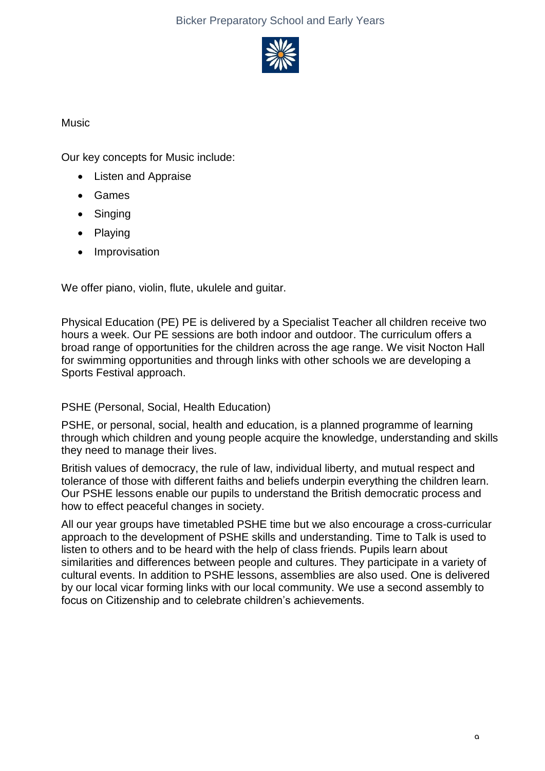## Music

Our key concepts for Music include:

- Listen and Appraise
- Games
- Singing
- Playing
- Improvisation

We offer piano, violin, flute, ukulele and guitar.

Physical Education (PE) PE is delivered by a Specialist Teacher all children receive two hours a week. Our PE sessions are both indoor and outdoor. The curriculum offers a broad range of opportunities for the children across the age range. We visit Nocton Hall for swimming opportunities and through links with other schools we are developing a Sports Festival approach.

## PSHE (Personal, Social, Health Education)

PSHE, or personal, social, health and education, is a planned programme of learning through which children and young people acquire the knowledge, understanding and skills they need to manage their lives.

British values of democracy, the rule of law, individual liberty, and mutual respect and tolerance of those with different faiths and beliefs underpin everything the children learn. Our PSHE lessons enable our pupils to understand the British democratic process and how to effect peaceful changes in society.

All our year groups have timetabled PSHE time but we also encourage a cross-curricular approach to the development of PSHE skills and understanding. Time to Talk is used to listen to others and to be heard with the help of class friends. Pupils learn about similarities and differences between people and cultures. They participate in a variety of cultural events. In addition to PSHE lessons, assemblies are also used. One is delivered by our local vicar forming links with our local community. We use a second assembly to focus on Citizenship and to celebrate children's achievements.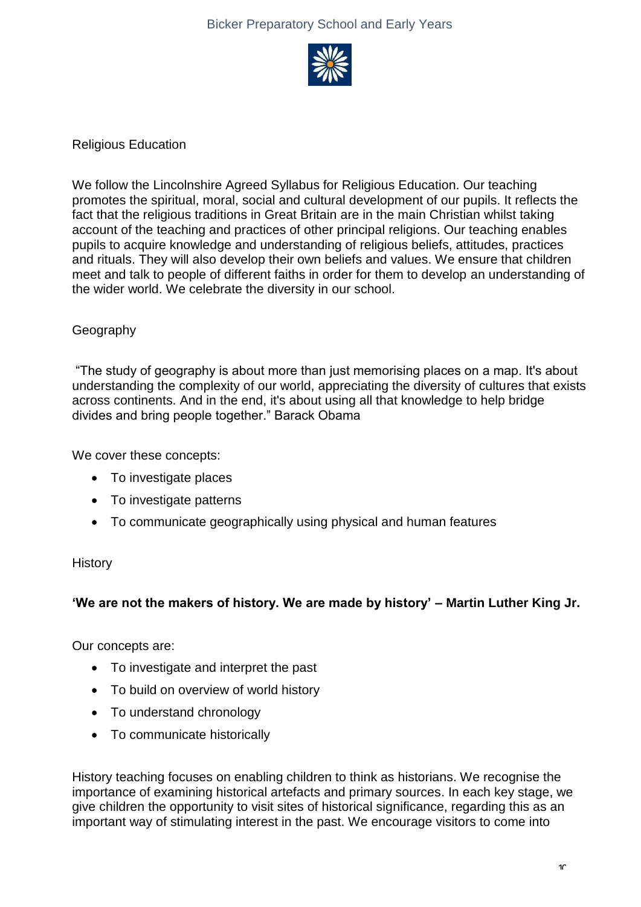## Religious Education

We follow the Lincolnshire Agreed Syllabus for Religious Education. Our teaching promotes the spiritual, moral, social and cultural development of our pupils. It reflects the fact that the religious traditions in Great Britain are in the main Christian whilst taking account of the teaching and practices of other principal religions. Our teaching enables pupils to acquire knowledge and understanding of religious beliefs, attitudes, practices and rituals. They will also develop their own beliefs and values. We ensure that children meet and talk to people of different faiths in order for them to develop an understanding of the wider world. We celebrate the diversity in our school.

## Geography

"The study of geography is about more than just memorising places on a map. It's about understanding the complexity of our world, appreciating the diversity of cultures that exists across continents. And in the end, it's about using all that knowledge to help bridge divides and bring people together." Barack Obama

We cover these concepts:

- To investigate places
- To investigate patterns
- To communicate geographically using physical and human features

## History

**'We are not the makers of history. We are made by history' – Martin Luther King Jr.**

Our concepts are:

- To investigate and interpret the past
- To build on overview of world history
- To understand chronology
- To communicate historically

History teaching focuses on enabling children to think as historians. We recognise the importance of examining historical artefacts and primary sources. In each key stage, we give children the opportunity to visit sites of historical significance, regarding this as an important way of stimulating interest in the past. We encourage visitors to come into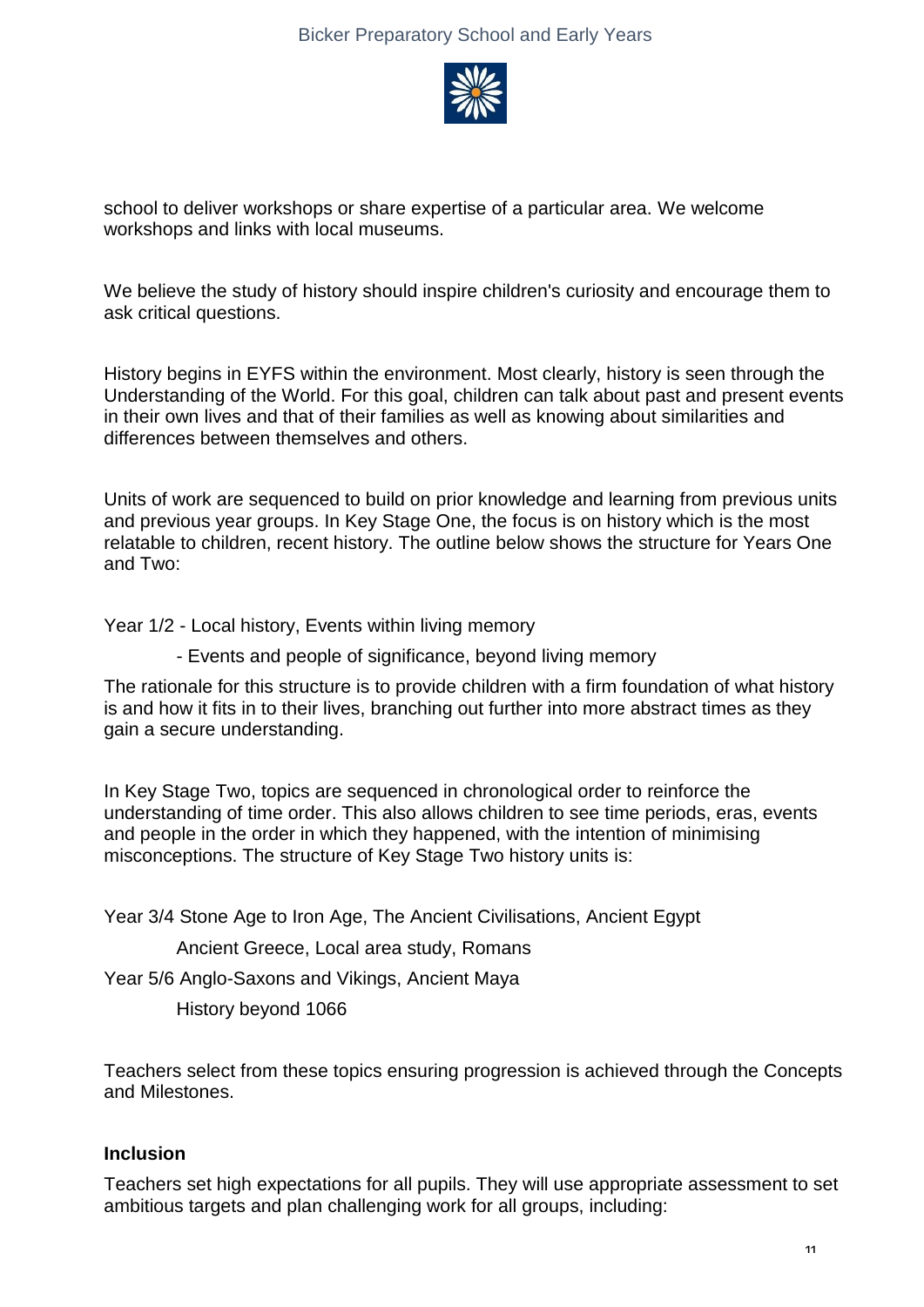school to deliver workshops or share expertise of a particular area. We welcome workshops and links with local museums.

We believe the study of history should inspire children's curiosity and encourage them to ask critical questions.

History begins in EYFS within the environment. Most clearly, history is seen through the Understanding of the World. For this goal, children can talk about past and present events in their own lives and that of their families as well as knowing about similarities and differences between themselves and others.

Units of work are sequenced to build on prior knowledge and learning from previous units and previous year groups. In Key Stage One, the focus is on history which is the most relatable to children, recent history. The outline below shows the structure for Years One and Two:

Year 1/2 - Local history, Events within living memory

- Events and people of significance, beyond living memory

The rationale for this structure is to provide children with a firm foundation of what history is and how it fits in to their lives, branching out further into more abstract times as they gain a secure understanding.

In Key Stage Two, topics are sequenced in chronological order to reinforce the understanding of time order. This also allows children to see time periods, eras, events and people in the order in which they happened, with the intention of minimising misconceptions. The structure of Key Stage Two history units is:

Year 3/4 Stone Age to Iron Age, The Ancient Civilisations, Ancient Egypt

Ancient Greece, Local area study, Romans

Year 5/6 Anglo-Saxons and Vikings, Ancient Maya

History beyond 1066

Teachers select from these topics ensuring progression is achieved through the Concepts and Milestones.

**Inclusion**

Teachers set high expectations for all pupils. They will use appropriate assessment to set ambitious targets and plan challenging work for all groups, including: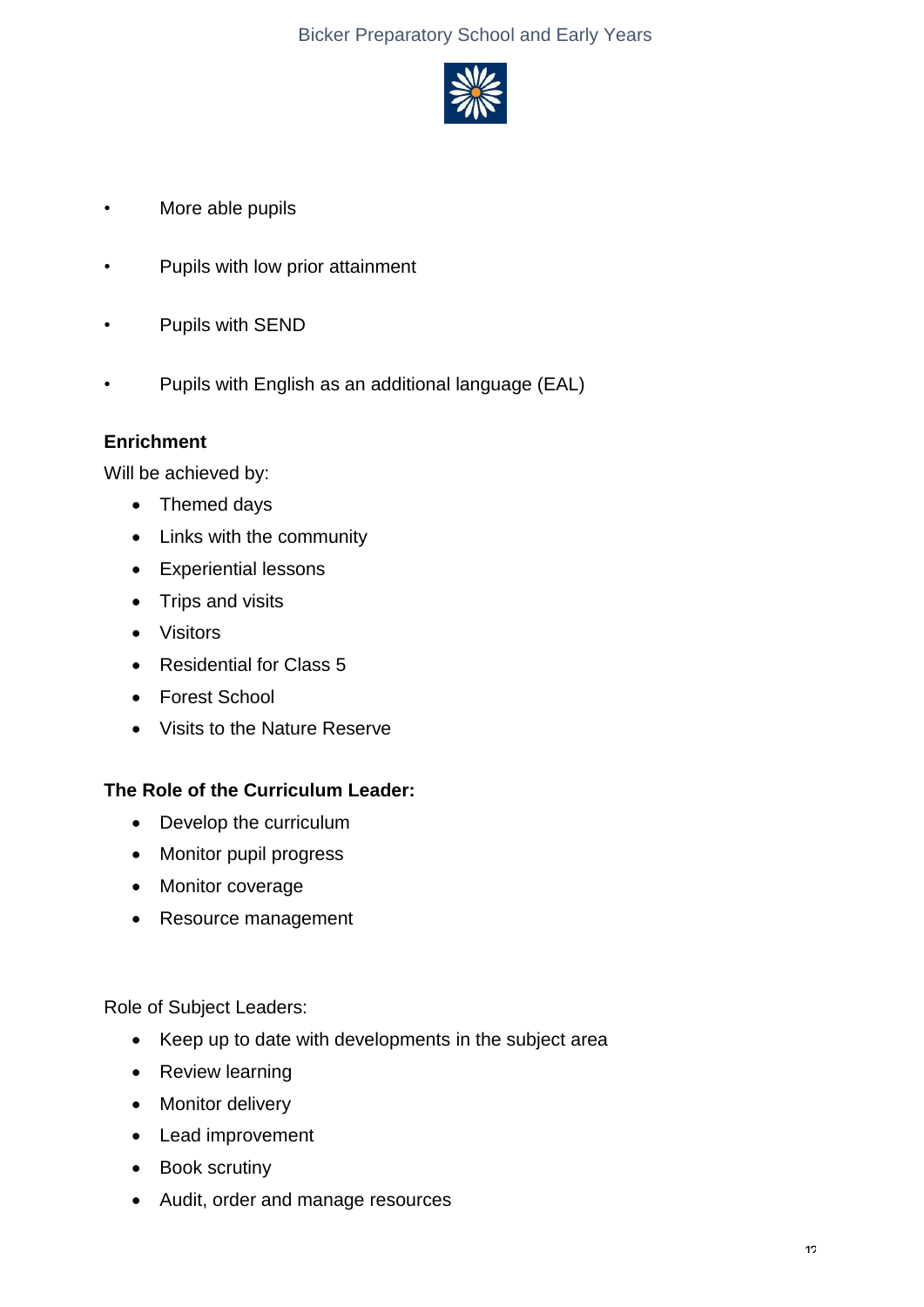- More able pupils
- Pupils with low prior attainment
- Pupils with SEND
- Pupils with English as an additional language (EAL)

**Enrichment**

Will be achieved by:

- Themed days
- Links with the community
- Experiential lessons
- Trips and visits
- Visitors
- Residential for Class 5
- Forest School
- Visits to the Nature Reserve

**The Role of the Curriculum Leader:**

- Develop the curriculum
- Monitor pupil progress
- Monitor coverage
- Resource management

Role of Subject Leaders:

- Keep up to date with developments in the subject area
- Review learning
- Monitor delivery
- Lead improvement
- Book scrutiny
- Audit, order and manage resources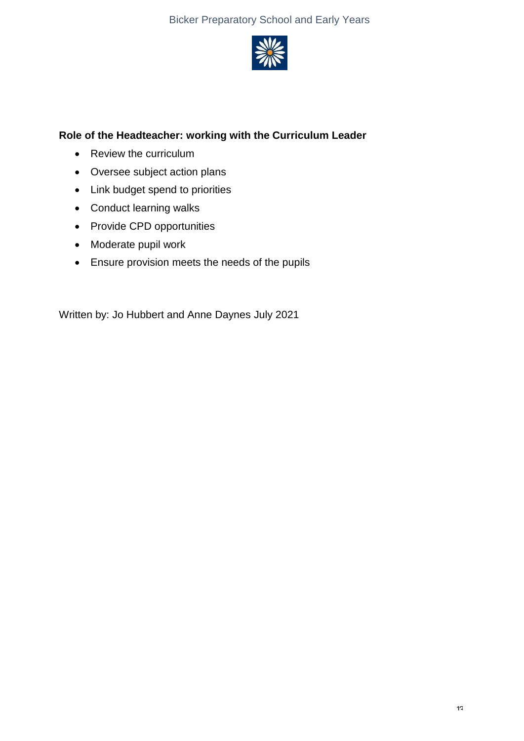**Role of the Headteacher: working with the Curriculum Leader**

- Review the curriculum
- Oversee subject action plans
- Link budget spend to priorities
- Conduct learning walks
- Provide CPD opportunities
- Moderate pupil work
- Ensure provision meets the needs of the pupils

Written by: Jo Hubbert and Anne Daynes July 2021